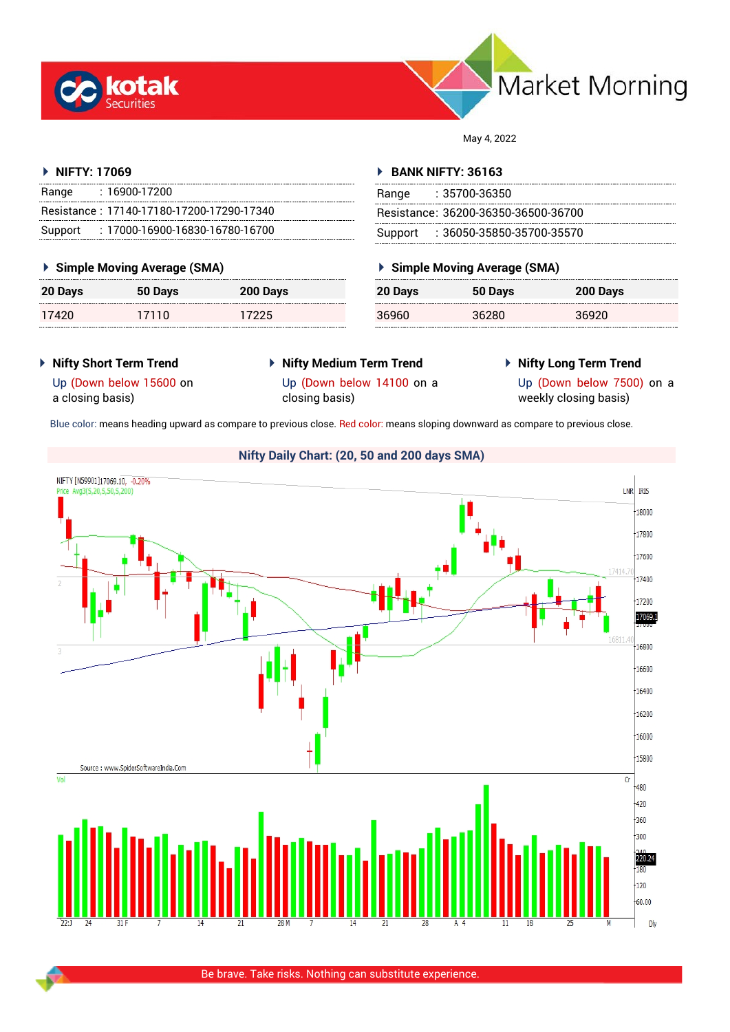# Market Morning

May 4, 2022

## NIFTY: 17069

| | |
|---|---|
| Range | : 16900-17200 |
| Resistance | : 17140-17180-17200-17290-17340 |
| Support | : 17000-16900-16830-16780-16700 |

### Simple Moving Average (SMA)

| 20 Days | 50 Days | 200 Days |
|---|---|---|
| 17420 | 17110 | 17225 |

## BANK NIFTY: 36163

| | |
|---|---|
| Range | : 35700-36350 |
| Resistance | : 36200-36350-36500-36700 |
| Support | : 36050-35850-35700-35570 |

### Simple Moving Average (SMA)

| 20 Days | 50 Days | 200 Days |
|---|---|---|
| 36960 | 36280 | 36920 |

### Nifty Short Term Trend

Up (Down below 15600 on a closing basis)

### Nifty Medium Term Trend

Up (Down below 14100 on a closing basis)

### Nifty Long Term Trend

Up (Down below 7500) on a weekly closing basis)

Blue color: means heading upward as compare to previous close. Red color: means sloping downward as compare to previous close.

## Nifty Daily Chart: (20, 50 and 200 days SMA)

Source : www.SpiderSoftwareIndia.Com

Be brave. Take risks. Nothing can substitute experience.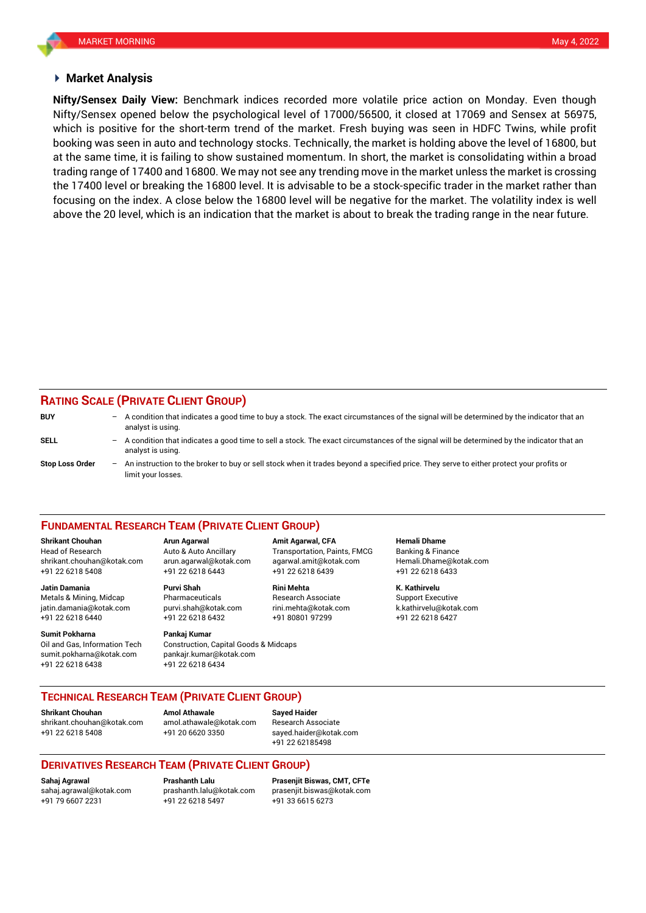## Market Analysis

**Nifty/Sensex Daily View:** Benchmark indices recorded more volatile price action on Monday. Even though Nifty/Sensex opened below the psychological level of 17000/56500, it closed at 17069 and Sensex at 56975, which is positive for the short-term trend of the market. Fresh buying was seen in HDFC Twins, while profit booking was seen in auto and technology stocks. Technically, the market is holding above the level of 16800, but at the same time, it is failing to show sustained momentum. In short, the market is consolidating within a broad trading range of 17400 and 16800. We may not see any trending move in the market unless the market is crossing the 17400 level or breaking the 16800 level. It is advisable to be a stock-specific trader in the market rather than focusing on the index. A close below the 16800 level will be negative for the market. The volatility index is well above the 20 level, which is an indication that the market is about to break the trading range in the near future.

## RATING SCALE (PRIVATE CLIENT GROUP)

**BUY** – A condition that indicates a good time to buy a stock. The exact circumstances of the signal will be determined by the indicator that an analyst is using.

**SELL** – A condition that indicates a good time to sell a stock. The exact circumstances of the signal will be determined by the indicator that an analyst is using.

**Stop Loss Order** – An instruction to the broker to buy or sell stock when it trades beyond a specified price. They serve to either protect your profits or limit your losses.

## FUNDAMENTAL RESEARCH TEAM (PRIVATE CLIENT GROUP)

**Shrikant Chouhan**
Head of Research
shrikant.chouhan@kotak.com
+91 22 6218 5408

**Arun Agarwal**
Auto & Auto Ancillary
arun.agarwal@kotak.com
+91 22 6218 6443

**Amit Agarwal, CFA**
Transportation, Paints, FMCG
agarwal.amit@kotak.com
+91 22 6218 6439

**Hemali Dhame**
Banking & Finance
Hemali.Dhame@kotak.com
+91 22 6218 6433

**Jatin Damania**
Metals & Mining, Midcap
jatin.damania@kotak.com
+91 22 6218 6440

**Purvi Shah**
Pharmaceuticals
purvi.shah@kotak.com
+91 22 6218 6432

**Rini Mehta**
Research Associate
rini.mehta@kotak.com
+91 80801 97299

**K. Kathirvelu**
Support Executive
k.kathirvelu@kotak.com
+91 22 6218 6427

**Sumit Pokharna**
Oil and Gas, Information Tech
sumit.pokharna@kotak.com
+91 22 6218 6438

**Pankaj Kumar**
Construction, Capital Goods & Midcaps
pankajr.kumar@kotak.com
+91 22 6218 6434

## TECHNICAL RESEARCH TEAM (PRIVATE CLIENT GROUP)

**Shrikant Chouhan**
shrikant.chouhan@kotak.com
+91 22 6218 5408

**Amol Athawale**
amol.athawale@kotak.com
+91 20 6620 3350

**Sayed Haider**
Research Associate
sayed.haider@kotak.com
+91 22 62185498

## DERIVATIVES RESEARCH TEAM (PRIVATE CLIENT GROUP)

**Sahaj Agrawal**
sahaj.agrawal@kotak.com
+91 79 6607 2231

**Prashanth Lalu**
prashanth.lalu@kotak.com
+91 22 6218 5497

**Prasenjit Biswas, CMT, CFTe**
prasenjit.biswas@kotak.com
+91 33 6615 6273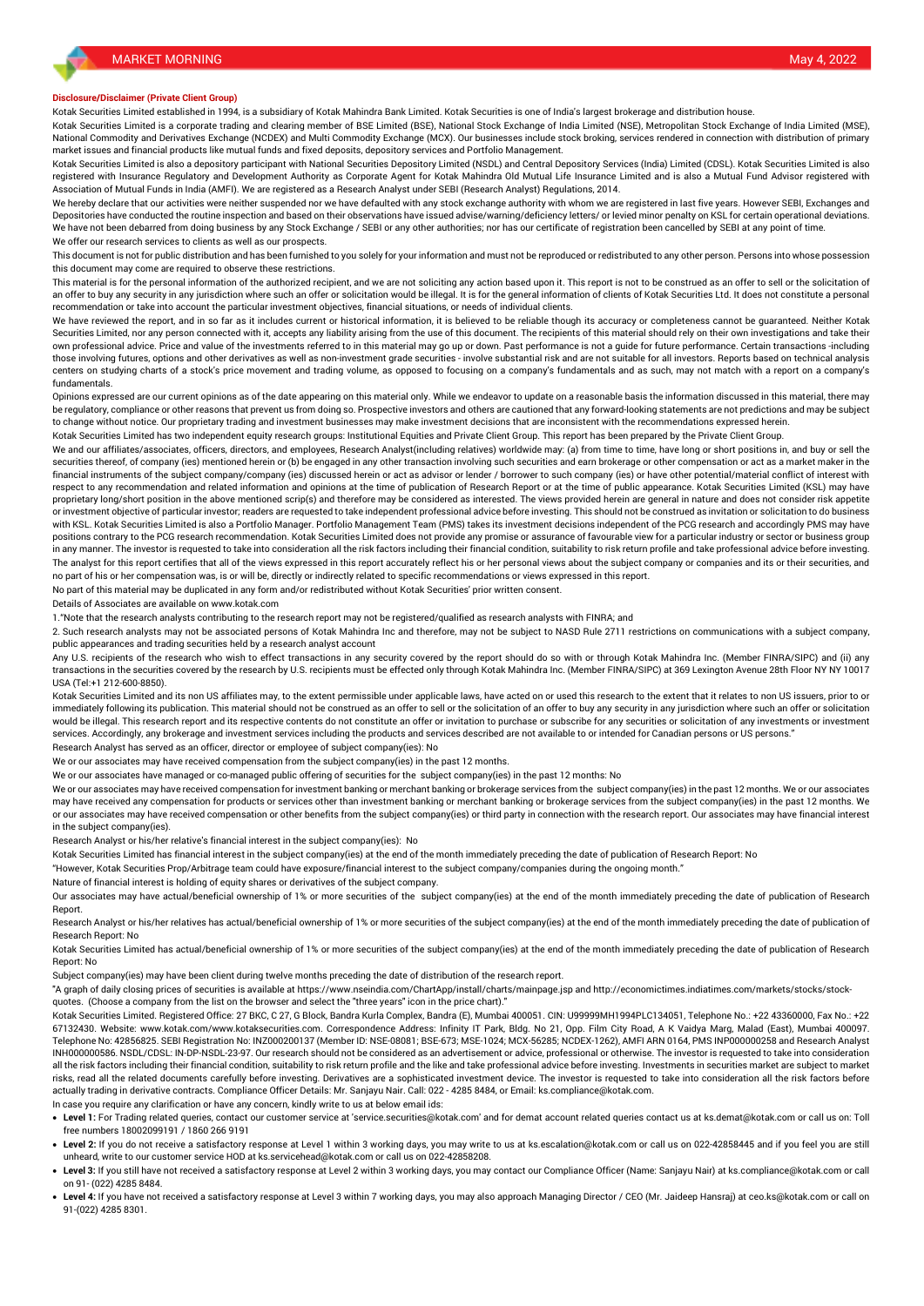**Disclosure/Disclaimer (Private Client Group)**

Kotak Securities Limited established in 1994, is a subsidiary of Kotak Mahindra Bank Limited. Kotak Securities is one of India's largest brokerage and distribution house.

Kotak Securities Limited is a corporate trading and clearing member of BSE Limited (BSE), National Stock Exchange of India Limited (NSE), Metropolitan Stock Exchange of India Limited (MSE), National Commodity and Derivatives Exchange (NCDEX) and Multi Commodity Exchange (MCX). Our businesses include stock broking, services rendered in connection with distribution of primary market issues and financial products like mutual funds and fixed deposits, depository services and Portfolio Management.

Kotak Securities Limited is also a depository participant with National Securities Depository Limited (NSDL) and Central Depository Services (India) Limited (CDSL). Kotak Securities Limited is also registered with Insurance Regulatory and Development Authority as Corporate Agent for Kotak Mahindra Old Mutual Life Insurance Limited and is also a Mutual Fund Advisor registered with Association of Mutual Funds in India (AMFI). We are registered as a Research Analyst under SEBI (Research Analyst) Regulations, 2014.

We hereby declare that our activities were neither suspended nor we have defaulted with any stock exchange authority with whom we are registered in last five years. However SEBI, Exchanges and Depositories have conducted the routine inspection and based on their observations have issued advise/warning/deficiency letters/ or levied minor penalty on KSL for certain operational deviations. We have not been debarred from doing business by any Stock Exchange / SEBI or any other authorities; nor has our certificate of registration been cancelled by SEBI at any point of time.

We offer our research services to clients as well as our prospects.

This document is not for public distribution and has been furnished to you solely for your information and must not be reproduced or redistributed to any other person. Persons into whose possession this document may come are required to observe these restrictions.

This material is for the personal information of the authorized recipient, and we are not soliciting any action based upon it. This report is not to be construed as an offer to sell or the solicitation of an offer to buy any security in any jurisdiction where such an offer or solicitation would be illegal. It is for the general information of clients of Kotak Securities Ltd. It does not constitute a personal recommendation or take into account the particular investment objectives, financial situations, or needs of individual clients.

We have reviewed the report, and in so far as it includes current or historical information, it is believed to be reliable though its accuracy or completeness cannot be guaranteed. Neither Kotak Securities Limited, nor any person connected with it, accepts any liability arising from the use of this document. The recipients of this material should rely on their own investigations and take their own professional advice. Price and value of the investments referred to in this material may go up or down. Past performance is not a guide for future performance. Certain transactions -including those involving futures, options and other derivatives as well as non-investment grade securities - involve substantial risk and are not suitable for all investors. Reports based on technical analysis centers on studying charts of a stock's price movement and trading volume, as opposed to focusing on a company's fundamentals and as such, may not match with a report on a company's fundamentals.

Opinions expressed are our current opinions as of the date appearing on this material only. While we endeavor to update on a reasonable basis the information discussed in this material, there may be regulatory, compliance or other reasons that prevent us from doing so. Prospective investors and others are cautioned that any forward-looking statements are not predictions and may be subject to change without notice. Our proprietary trading and investment businesses may make investment decisions that are inconsistent with the recommendations expressed herein.

Kotak Securities Limited has two independent equity research groups: Institutional Equities and Private Client Group. This report has been prepared by the Private Client Group.

We and our affiliates/associates, officers, directors, and employees, Research Analyst(including relatives) worldwide may: (a) from time to time, have long or short positions in, and buy or sell the securities thereof, of company (ies) mentioned herein or (b) be engaged in any other transaction involving such securities and earn brokerage or other compensation or act as a market maker in the financial instruments of the subject company/company (ies) discussed herein or act as advisor or lender / borrower to such company (ies) or have other potential/material conflict of interest with respect to any recommendation and related information and opinions at the time of publication of Research Report or at the time of public appearance. Kotak Securities Limited (KSL) may have proprietary long/short position in the above mentioned scrip(s) and therefore may be considered as interested. The views provided herein are general in nature and does not consider risk appetite or investment objective of particular investor; readers are requested to take independent professional advice before investing. This should not be construed as invitation or solicitation to do business with KSL. Kotak Securities Limited is also a Portfolio Manager. Portfolio Management Team (PMS) takes its investment decisions independent of the PCG research and accordingly PMS may have positions contrary to the PCG research recommendation. Kotak Securities Limited does not provide any promise or assurance of favourable view for a particular industry or sector or business group in any manner. The investor is requested to take into consideration all the risk factors including their financial condition, suitability to risk return profile and take professional advice before investing.

The analyst for this report certifies that all of the views expressed in this report accurately reflect his or her personal views about the subject company or companies and its or their securities, and no part of his or her compensation was, is or will be, directly or indirectly related to specific recommendations or views expressed in this report.

No part of this material may be duplicated in any form and/or redistributed without Kotak Securities' prior written consent.

Details of Associates are available on www.kotak.com

1."Note that the research analysts contributing to the research report may not be registered/qualified as research analysts with FINRA; and

2. Such research analysts may not be associated persons of Kotak Mahindra Inc and therefore, may not be subject to NASD Rule 2711 restrictions on communications with a subject company, public appearances and trading securities held by a research analyst account

Any U.S. recipients of the research who wish to effect transactions in any security covered by the report should do so with or through Kotak Mahindra Inc. (Member FINRA/SIPC) and (ii) any transactions in the securities covered by the research by U.S. recipients must be effected only through Kotak Mahindra Inc. (Member FINRA/SIPC) at 369 Lexington Avenue 28th Floor NY NY 10017 USA (Tel:+1 212-600-8850).

Kotak Securities Limited and its non US affiliates may, to the extent permissible under applicable laws, have acted on or used this research to the extent that it relates to non US issuers, prior to or immediately following its publication. This material should not be construed as an offer to sell or the solicitation of an offer to buy any security in any jurisdiction where such an offer or solicitation would be illegal. This research report and its respective contents do not constitute an offer or invitation to purchase or subscribe for any securities or solicitation of any investments or investment services. Accordingly, any brokerage and investment services including the products and services described are not available to or intended for Canadian persons or US persons."

Research Analyst has served as an officer, director or employee of subject company(ies): No

We or our associates may have received compensation from the subject company(ies) in the past 12 months.

We or our associates have managed or co-managed public offering of securities for the subject company(ies) in the past 12 months: No

We or our associates may have received compensation for investment banking or merchant banking or brokerage services from the subject company(ies) in the past 12 months. We or our associates may have received any compensation for products or services other than investment banking or merchant banking or brokerage services from the subject company(ies) in the past 12 months. We or our associates may have received compensation or other benefits from the subject company(ies) or third party in connection with the research report. Our associates may have financial interest in the subject company(ies).

Research Analyst or his/her relative's financial interest in the subject company(ies): No

Kotak Securities Limited has financial interest in the subject company(ies) at the end of the month immediately preceding the date of publication of Research Report: No

"However, Kotak Securities Prop/Arbitrage team could have exposure/financial interest to the subject company/companies during the ongoing month."

Nature of financial interest is holding of equity shares or derivatives of the subject company.

Our associates may have actual/beneficial ownership of 1% or more securities of the subject company(ies) at the end of the month immediately preceding the date of publication of Research Report.

Research Analyst or his/her relatives has actual/beneficial ownership of 1% or more securities of the subject company(ies) at the end of the month immediately preceding the date of publication of Research Report: No

Kotak Securities Limited has actual/beneficial ownership of 1% or more securities of the subject company(ies) at the end of the month immediately preceding the date of publication of Research Report: No

Subject company(ies) may have been client during twelve months preceding the date of distribution of the research report.

"A graph of daily closing prices of securities is available at https://www.nseindia.com/ChartApp/install/charts/mainpage.jsp and http://economictimes.indiatimes.com/markets/stocks/stock-quotes. (Choose a company from the list on the browser and select the "three years" icon in the price chart)."

Kotak Securities Limited. Registered Office: 27 BKC, C 27, G Block, Bandra Kurla Complex, Bandra (E), Mumbai 400051. CIN: U99999MH1994PLC134051, Telephone No.: +22 43360000, Fax No.: +22 67132430. Website: www.kotak.com/www.kotaksecurities.com. Correspondence Address: Infinity IT Park, Bldg. No 21, Opp. Film City Road, A K Vaidya Marg, Malad (East), Mumbai 400097. Telephone No: 42856825. SEBI Registration No: INZ000200137 (Member ID: NSE-08081; BSE-673; MSE-1024; MCX-56285; NCDEX-1262), AMFI ARN 0164, PMS INP000000258 and Research Analyst INH000000586. NSDL/CDSL: IN-DP-NSDL-23-97. Our research should not be considered as an advertisement or advice, professional or otherwise. The investor is requested to take into consideration all the risk factors including their financial condition, suitability to risk return profile and the like and take professional advice before investing. Investments in securities market are subject to market risks, read all the related documents carefully before investing. Derivatives are a sophisticated investment device. The investor is requested to take into consideration all the risk factors before actually trading in derivative contracts. Compliance Officer Details: Mr. Sanjayu Nair. Call: 022 - 4285 8484, or Email: ks.compliance@kotak.com.

In case you require any clarification or have any concern, kindly write to us at below email ids:

- **Level 1:** For Trading related queries, contact our customer service at 'service.securities@kotak.com' and for demat account related queries contact us at ks.demat@kotak.com or call us on: Toll free numbers 18002099191 / 1860 266 9191
- **Level 2:** If you do not receive a satisfactory response at Level 1 within 3 working days, you may write to us at ks.escalation@kotak.com or call us on 022-42858445 and if you feel you are still unheard, write to our customer service HOD at ks.servicehead@kotak.com or call us on 022-42858208.
- **Level 3:** If you still have not received a satisfactory response at Level 2 within 3 working days, you may contact our Compliance Officer (Name: Sanjayu Nair) at ks.compliance@kotak.com or call on 91- (022) 4285 8484.
- **Level 4:** If you have not received a satisfactory response at Level 3 within 7 working days, you may also approach Managing Director / CEO (Mr. Jaideep Hansraj) at ceo.ks@kotak.com or call on 91-(022) 4285 8301.